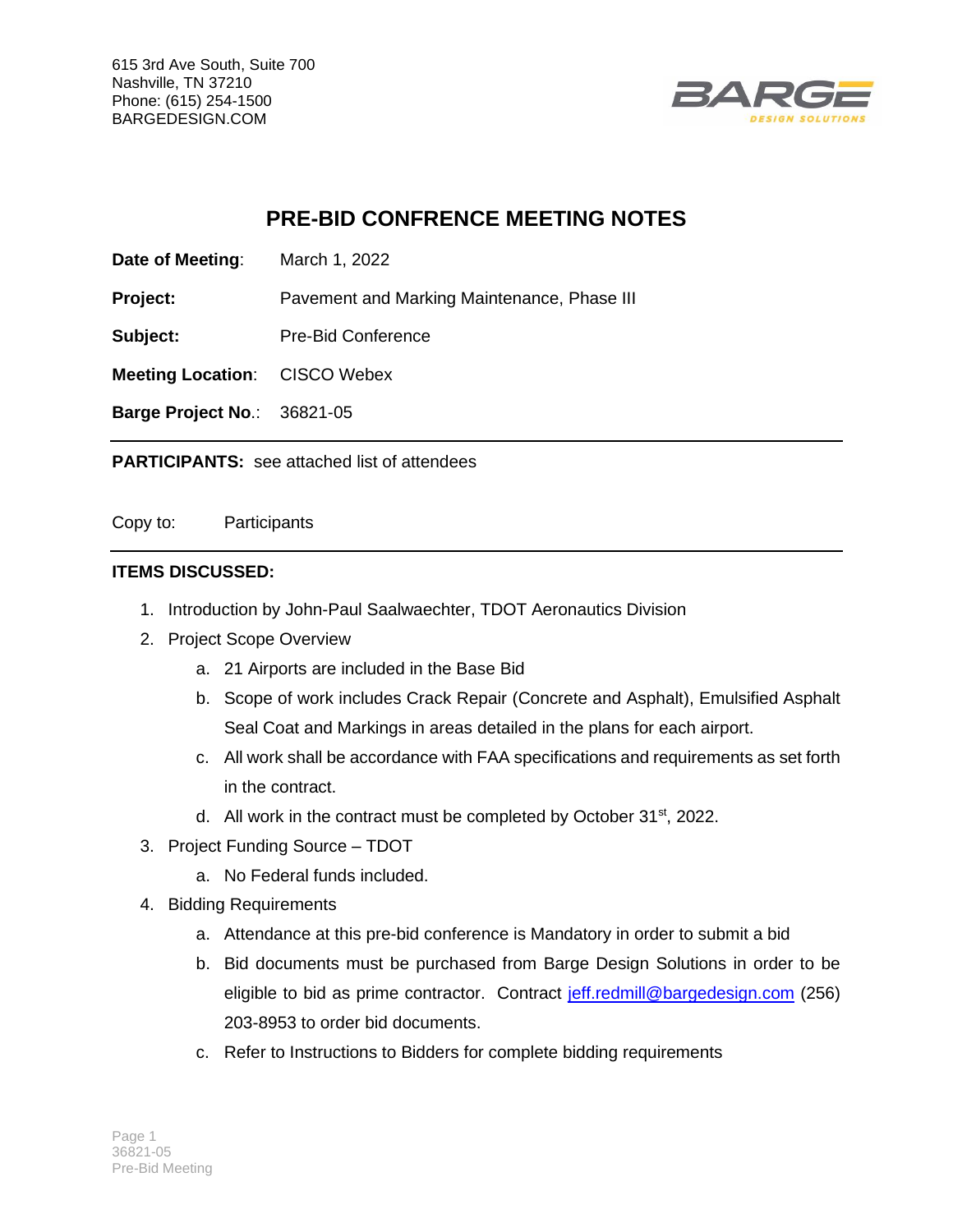615 3rd Ave South, Suite 700
Nashville, TN 37210
Phone: (615) 254-1500
BARGEDESIGN.COM

BARGE DESIGN SOLUTIONS

# PRE-BID CONFRENCE MEETING NOTES

**Date of Meeting**: March 1, 2022

**Project:** Pavement and Marking Maintenance, Phase III

**Subject:** Pre-Bid Conference

**Meeting Location**: CISCO Webex

**Barge Project No**.: 36821-05

---

**PARTICIPANTS:** see attached list of attendees

Copy to: Participants

---

**ITEMS DISCUSSED:**

1. Introduction by John-Paul Saalwaechter, TDOT Aeronautics Division
2. Project Scope Overview
   a. 21 Airports are included in the Base Bid
   b. Scope of work includes Crack Repair (Concrete and Asphalt), Emulsified Asphalt Seal Coat and Markings in areas detailed in the plans for each airport.
   c. All work shall be accordance with FAA specifications and requirements as set forth in the contract.
   d. All work in the contract must be completed by October 31st, 2022.
3. Project Funding Source – TDOT
   a. No Federal funds included.
4. Bidding Requirements
   a. Attendance at this pre-bid conference is Mandatory in order to submit a bid
   b. Bid documents must be purchased from Barge Design Solutions in order to be eligible to bid as prime contractor. Contract jeff.redmill@bargedesign.com (256) 203-8953 to order bid documents.
   c. Refer to Instructions to Bidders for complete bidding requirements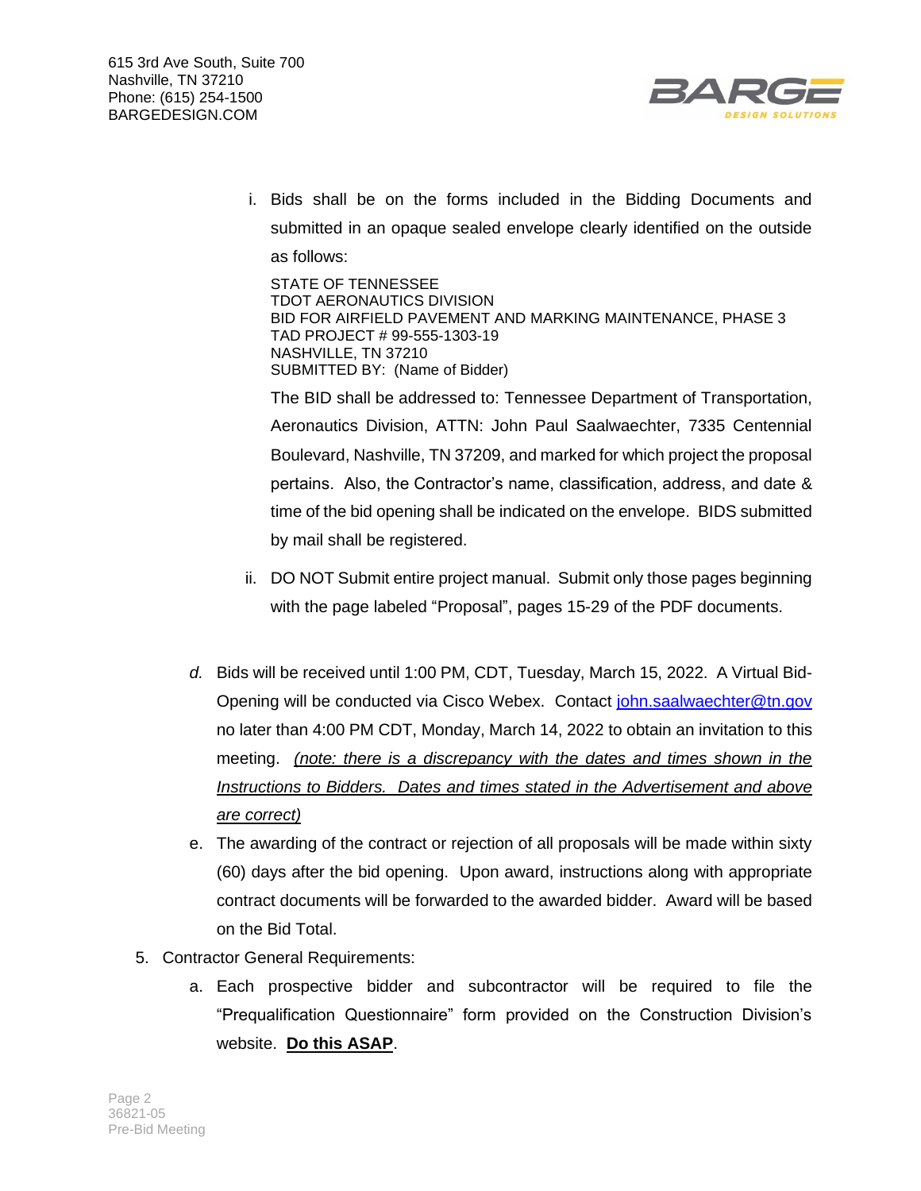i. Bids shall be on the forms included in the Bidding Documents and submitted in an opaque sealed envelope clearly identified on the outside as follows:

   STATE OF TENNESSEE
   TDOT AERONAUTICS DIVISION
   BID FOR AIRFIELD PAVEMENT AND MARKING MAINTENANCE, PHASE 3
   TAD PROJECT # 99-555-1303-19
   NASHVILLE, TN 37210
   SUBMITTED BY: (Name of Bidder)

   The BID shall be addressed to: Tennessee Department of Transportation, Aeronautics Division, ATTN: John Paul Saalwaechter, 7335 Centennial Boulevard, Nashville, TN 37209, and marked for which project the proposal pertains. Also, the Contractor's name, classification, address, and date & time of the bid opening shall be indicated on the envelope. BIDS submitted by mail shall be registered.

ii. DO NOT Submit entire project manual. Submit only those pages beginning with the page labeled "Proposal", pages 15-29 of the PDF documents.

*d.* Bids will be received until 1:00 PM, CDT, Tuesday, March 15, 2022. A Virtual Bid-Opening will be conducted via Cisco Webex. Contact [john.saalwaechter@tn.gov](mailto:john.saalwaechter@tn.gov) no later than 4:00 PM CDT, Monday, March 14, 2022 to obtain an invitation to this meeting. <u>*(note: there is a discrepancy with the dates and times shown in the Instructions to Bidders. Dates and times stated in the Advertisement and above are correct)*</u>

e. The awarding of the contract or rejection of all proposals will be made within sixty (60) days after the bid opening. Upon award, instructions along with appropriate contract documents will be forwarded to the awarded bidder. Award will be based on the Bid Total.

5. Contractor General Requirements:

   a. Each prospective bidder and subcontractor will be required to file the "Prequalification Questionnaire" form provided on the Construction Division's website. **<u>Do this ASAP</u>**.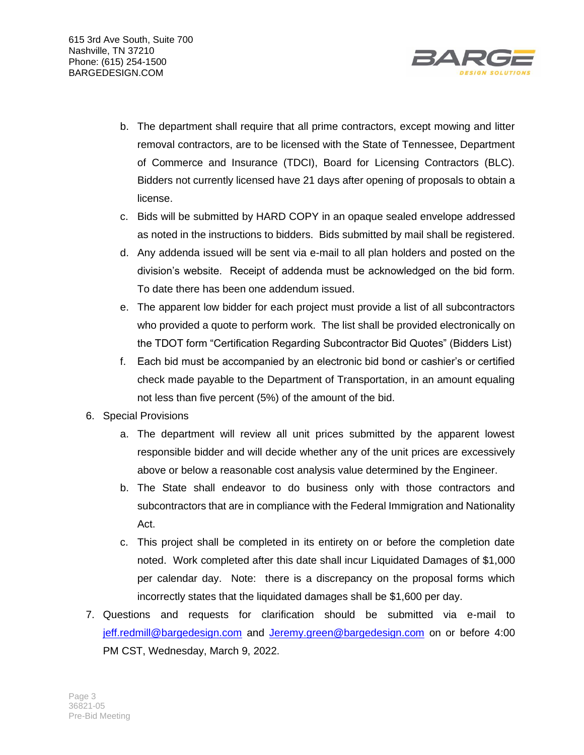b. The department shall require that all prime contractors, except mowing and litter removal contractors, are to be licensed with the State of Tennessee, Department of Commerce and Insurance (TDCI), Board for Licensing Contractors (BLC). Bidders not currently licensed have 21 days after opening of proposals to obtain a license.

c. Bids will be submitted by HARD COPY in an opaque sealed envelope addressed as noted in the instructions to bidders. Bids submitted by mail shall be registered.

d. Any addenda issued will be sent via e-mail to all plan holders and posted on the division's website. Receipt of addenda must be acknowledged on the bid form. To date there has been one addendum issued.

e. The apparent low bidder for each project must provide a list of all subcontractors who provided a quote to perform work. The list shall be provided electronically on the TDOT form "Certification Regarding Subcontractor Bid Quotes" (Bidders List)

f. Each bid must be accompanied by an electronic bid bond or cashier's or certified check made payable to the Department of Transportation, in an amount equaling not less than five percent (5%) of the amount of the bid.

6. Special Provisions

   a. The department will review all unit prices submitted by the apparent lowest responsible bidder and will decide whether any of the unit prices are excessively above or below a reasonable cost analysis value determined by the Engineer.

   b. The State shall endeavor to do business only with those contractors and subcontractors that are in compliance with the Federal Immigration and Nationality Act.

   c. This project shall be completed in its entirety on or before the completion date noted. Work completed after this date shall incur Liquidated Damages of $1,000 per calendar day. Note: there is a discrepancy on the proposal forms which incorrectly states that the liquidated damages shall be $1,600 per day.

7. Questions and requests for clarification should be submitted via e-mail to jeff.redmill@bargedesign.com and Jeremy.green@bargedesign.com on or before 4:00 PM CST, Wednesday, March 9, 2022.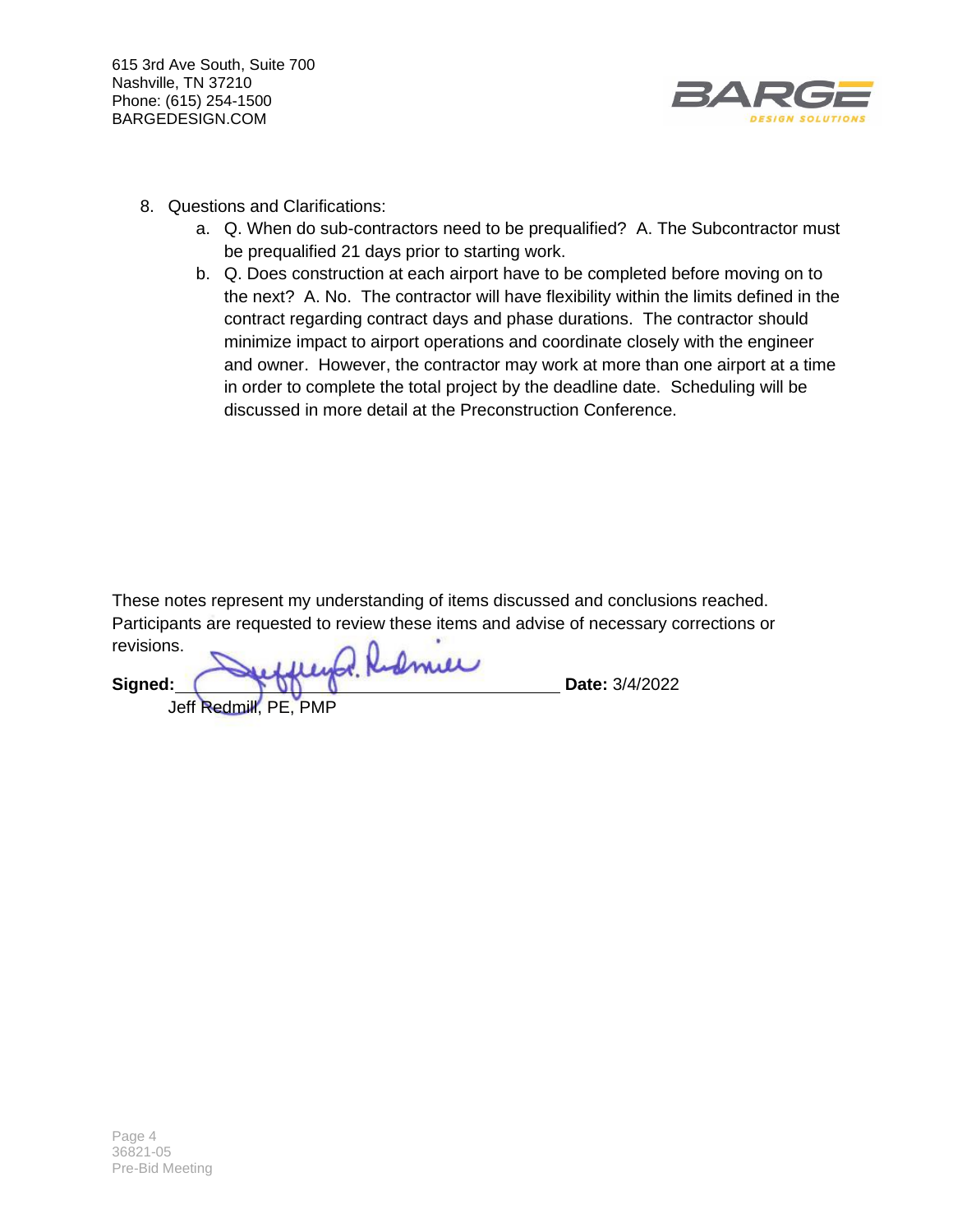8. Questions and Clarifications:
   a. Q. When do sub-contractors need to be prequalified? A. The Subcontractor must be prequalified 21 days prior to starting work.
   b. Q. Does construction at each airport have to be completed before moving on to the next? A. No. The contractor will have flexibility within the limits defined in the contract regarding contract days and phase durations. The contractor should minimize impact to airport operations and coordinate closely with the engineer and owner. However, the contractor may work at more than one airport at a time in order to complete the total project by the deadline date. Scheduling will be discussed in more detail at the Preconstruction Conference.

These notes represent my understanding of items discussed and conclusions reached. Participants are requested to review these items and advise of necessary corrections or revisions.

**Signed:** ______________________ **Date:** 3/4/2022

Jeff Redmill, PE, PMP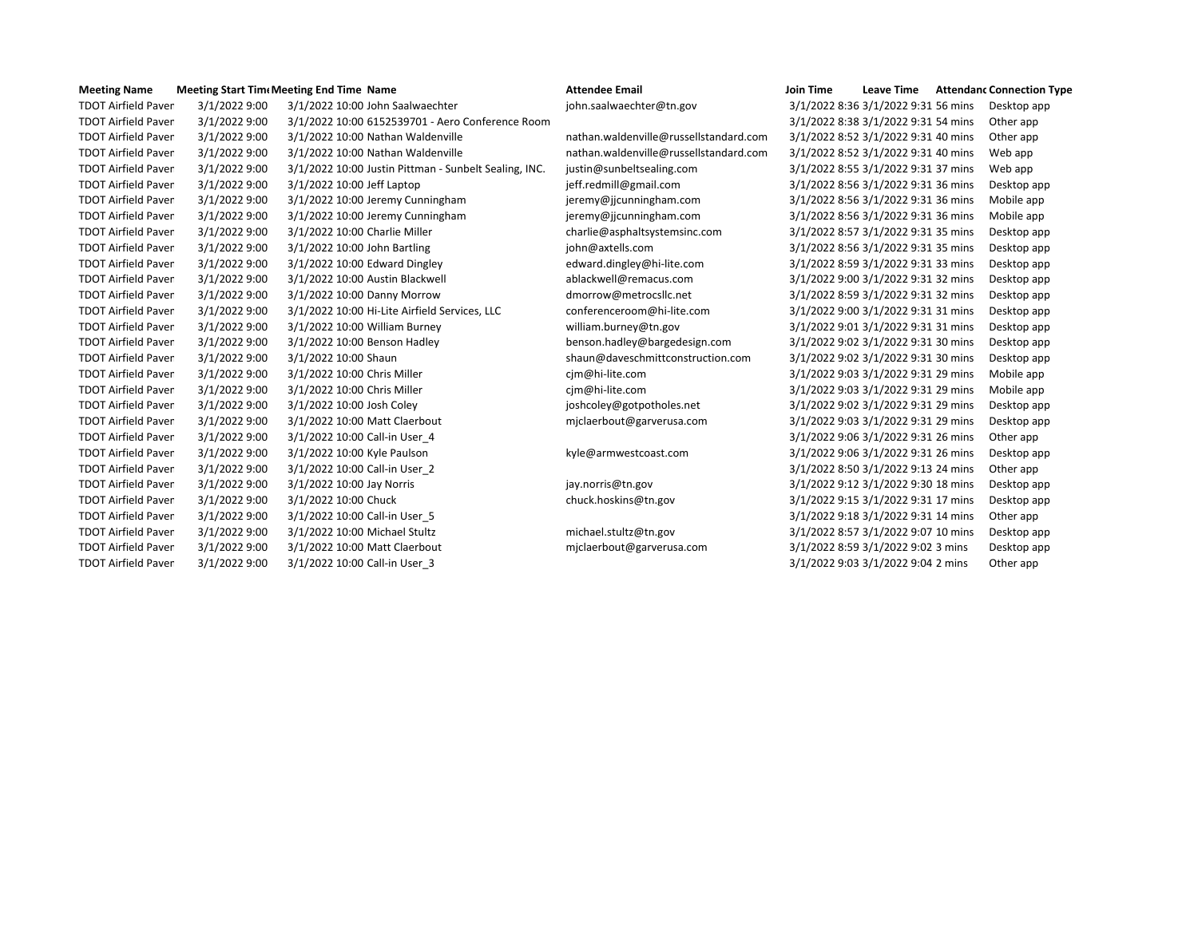| Meeting Name | Meeting Start Time | Meeting End Time | Name | Attendee Email | Join Time | Leave Time | Attendance | Connection Type |
|---|---|---|---|---|---|---|---|---|
| TDOT Airfield Paver | 3/1/2022 9:00 | 3/1/2022 10:00 | John Saalwaechter | john.saalwaechter@tn.gov | 3/1/2022 8:36 | 3/1/2022 9:31 | 56 mins | Desktop app |
| TDOT Airfield Paver | 3/1/2022 9:00 | 3/1/2022 10:00 | 6152539701 - Aero Conference Room | | 3/1/2022 8:38 | 3/1/2022 9:31 | 54 mins | Other app |
| TDOT Airfield Paver | 3/1/2022 9:00 | 3/1/2022 10:00 | Nathan Waldenville | nathan.waldenville@russellstandard.com | 3/1/2022 8:52 | 3/1/2022 9:31 | 40 mins | Other app |
| TDOT Airfield Paver | 3/1/2022 9:00 | 3/1/2022 10:00 | Nathan Waldenville | nathan.waldenville@russellstandard.com | 3/1/2022 8:52 | 3/1/2022 9:31 | 40 mins | Web app |
| TDOT Airfield Paver | 3/1/2022 9:00 | 3/1/2022 10:00 | Justin Pittman - Sunbelt Sealing, INC. | justin@sunbeltsealing.com | 3/1/2022 8:55 | 3/1/2022 9:31 | 37 mins | Web app |
| TDOT Airfield Paver | 3/1/2022 9:00 | 3/1/2022 10:00 | Jeff Laptop | jeff.redmill@gmail.com | 3/1/2022 8:56 | 3/1/2022 9:31 | 36 mins | Desktop app |
| TDOT Airfield Paver | 3/1/2022 9:00 | 3/1/2022 10:00 | Jeremy Cunningham | jeremy@jjcunningham.com | 3/1/2022 8:56 | 3/1/2022 9:31 | 36 mins | Mobile app |
| TDOT Airfield Paver | 3/1/2022 9:00 | 3/1/2022 10:00 | Jeremy Cunningham | jeremy@jjcunningham.com | 3/1/2022 8:56 | 3/1/2022 9:31 | 36 mins | Mobile app |
| TDOT Airfield Paver | 3/1/2022 9:00 | 3/1/2022 10:00 | Charlie Miller | charlie@asphaltsystemsinc.com | 3/1/2022 8:57 | 3/1/2022 9:31 | 35 mins | Desktop app |
| TDOT Airfield Paver | 3/1/2022 9:00 | 3/1/2022 10:00 | John Bartling | john@axtells.com | 3/1/2022 8:56 | 3/1/2022 9:31 | 35 mins | Desktop app |
| TDOT Airfield Paver | 3/1/2022 9:00 | 3/1/2022 10:00 | Edward Dingley | edward.dingley@hi-lite.com | 3/1/2022 8:59 | 3/1/2022 9:31 | 33 mins | Desktop app |
| TDOT Airfield Paver | 3/1/2022 9:00 | 3/1/2022 10:00 | Austin Blackwell | ablackwell@remacus.com | 3/1/2022 9:00 | 3/1/2022 9:31 | 32 mins | Desktop app |
| TDOT Airfield Paver | 3/1/2022 9:00 | 3/1/2022 10:00 | Danny Morrow | dmorrow@metrocsllc.net | 3/1/2022 8:59 | 3/1/2022 9:31 | 32 mins | Desktop app |
| TDOT Airfield Paver | 3/1/2022 9:00 | 3/1/2022 10:00 | Hi-Lite Airfield Services, LLC | conferenceroom@hi-lite.com | 3/1/2022 9:00 | 3/1/2022 9:31 | 31 mins | Desktop app |
| TDOT Airfield Paver | 3/1/2022 9:00 | 3/1/2022 10:00 | William Burney | william.burney@tn.gov | 3/1/2022 9:01 | 3/1/2022 9:31 | 31 mins | Desktop app |
| TDOT Airfield Paver | 3/1/2022 9:00 | 3/1/2022 10:00 | Benson Hadley | benson.hadley@bargedesign.com | 3/1/2022 9:02 | 3/1/2022 9:31 | 30 mins | Desktop app |
| TDOT Airfield Paver | 3/1/2022 9:00 | 3/1/2022 10:00 | Shaun | shaun@daveschmittconstruction.com | 3/1/2022 9:02 | 3/1/2022 9:31 | 30 mins | Desktop app |
| TDOT Airfield Paver | 3/1/2022 9:00 | 3/1/2022 10:00 | Chris Miller | cjm@hi-lite.com | 3/1/2022 9:03 | 3/1/2022 9:31 | 29 mins | Mobile app |
| TDOT Airfield Paver | 3/1/2022 9:00 | 3/1/2022 10:00 | Chris Miller | cjm@hi-lite.com | 3/1/2022 9:03 | 3/1/2022 9:31 | 29 mins | Mobile app |
| TDOT Airfield Paver | 3/1/2022 9:00 | 3/1/2022 10:00 | Josh Coley | joshcoley@gotpotholes.net | 3/1/2022 9:02 | 3/1/2022 9:31 | 29 mins | Desktop app |
| TDOT Airfield Paver | 3/1/2022 9:00 | 3/1/2022 10:00 | Matt Claerbout | mjclaerbout@garverusa.com | 3/1/2022 9:03 | 3/1/2022 9:31 | 29 mins | Desktop app |
| TDOT Airfield Paver | 3/1/2022 9:00 | 3/1/2022 10:00 | Call-in User_4 | | 3/1/2022 9:06 | 3/1/2022 9:31 | 26 mins | Other app |
| TDOT Airfield Paver | 3/1/2022 9:00 | 3/1/2022 10:00 | Kyle Paulson | kyle@armwestcoast.com | 3/1/2022 9:06 | 3/1/2022 9:31 | 26 mins | Desktop app |
| TDOT Airfield Paver | 3/1/2022 9:00 | 3/1/2022 10:00 | Call-in User_2 | | 3/1/2022 8:50 | 3/1/2022 9:13 | 24 mins | Other app |
| TDOT Airfield Paver | 3/1/2022 9:00 | 3/1/2022 10:00 | Jay Norris | jay.norris@tn.gov | 3/1/2022 9:12 | 3/1/2022 9:30 | 18 mins | Desktop app |
| TDOT Airfield Paver | 3/1/2022 9:00 | 3/1/2022 10:00 | Chuck | chuck.hoskins@tn.gov | 3/1/2022 9:15 | 3/1/2022 9:31 | 17 mins | Desktop app |
| TDOT Airfield Paver | 3/1/2022 9:00 | 3/1/2022 10:00 | Call-in User_5 | | 3/1/2022 9:18 | 3/1/2022 9:31 | 14 mins | Other app |
| TDOT Airfield Paver | 3/1/2022 9:00 | 3/1/2022 10:00 | Michael Stultz | michael.stultz@tn.gov | 3/1/2022 8:57 | 3/1/2022 9:07 | 10 mins | Desktop app |
| TDOT Airfield Paver | 3/1/2022 9:00 | 3/1/2022 10:00 | Matt Claerbout | mjclaerbout@garverusa.com | 3/1/2022 8:59 | 3/1/2022 9:02 | 3 mins | Desktop app |
| TDOT Airfield Paver | 3/1/2022 9:00 | 3/1/2022 10:00 | Call-in User_3 | | 3/1/2022 9:03 | 3/1/2022 9:04 | 2 mins | Other app |